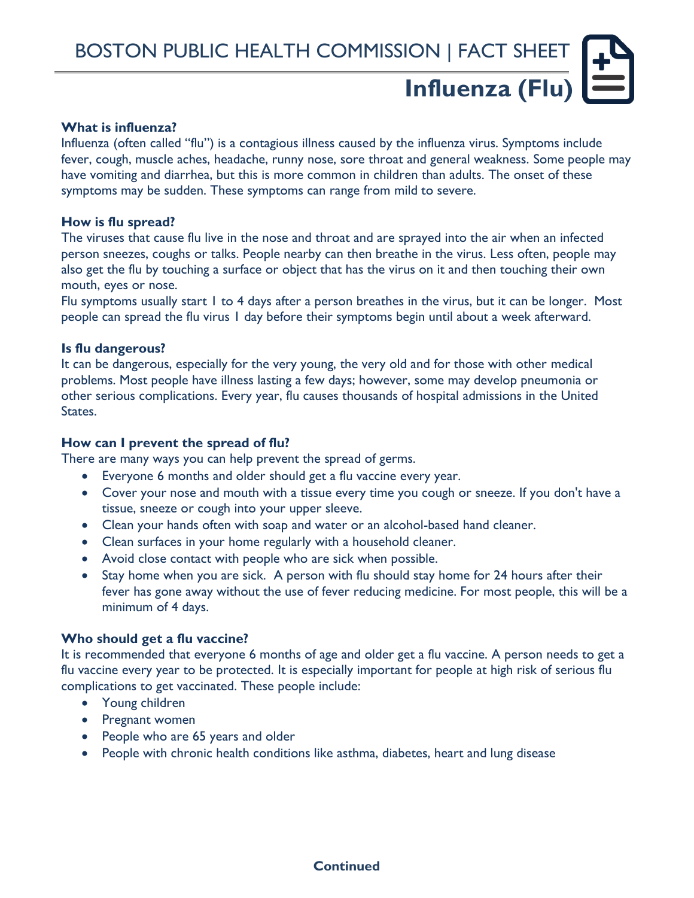BOSTON PUBLIC HEALTH COMMISSION | FACT SHEET

# Influenza (Flu)

**What is influenza?**

Influenza (often called "flu") is a contagious illness caused by the influenza virus. Symptoms include fever, cough, muscle aches, headache, runny nose, sore throat and general weakness. Some people may have vomiting and diarrhea, but this is more common in children than adults. The onset of these symptoms may be sudden. These symptoms can range from mild to severe.

**How is flu spread?**

The viruses that cause flu live in the nose and throat and are sprayed into the air when an infected person sneezes, coughs or talks. People nearby can then breathe in the virus. Less often, people may also get the flu by touching a surface or object that has the virus on it and then touching their own mouth, eyes or nose.

Flu symptoms usually start 1 to 4 days after a person breathes in the virus, but it can be longer. Most people can spread the flu virus 1 day before their symptoms begin until about a week afterward.

**Is flu dangerous?**

It can be dangerous, especially for the very young, the very old and for those with other medical problems. Most people have illness lasting a few days; however, some may develop pneumonia or other serious complications. Every year, flu causes thousands of hospital admissions in the United States.

**How can I prevent the spread of flu?**

There are many ways you can help prevent the spread of germs.

- Everyone 6 months and older should get a flu vaccine every year.
- Cover your nose and mouth with a tissue every time you cough or sneeze. If you don't have a tissue, sneeze or cough into your upper sleeve.
- Clean your hands often with soap and water or an alcohol-based hand cleaner.
- Clean surfaces in your home regularly with a household cleaner.
- Avoid close contact with people who are sick when possible.
- Stay home when you are sick. A person with flu should stay home for 24 hours after their fever has gone away without the use of fever reducing medicine. For most people, this will be a minimum of 4 days.

**Who should get a flu vaccine?**

It is recommended that everyone 6 months of age and older get a flu vaccine. A person needs to get a flu vaccine every year to be protected. It is especially important for people at high risk of serious flu complications to get vaccinated. These people include:

- Young children
- Pregnant women
- People who are 65 years and older
- People with chronic health conditions like asthma, diabetes, heart and lung disease

**Continued**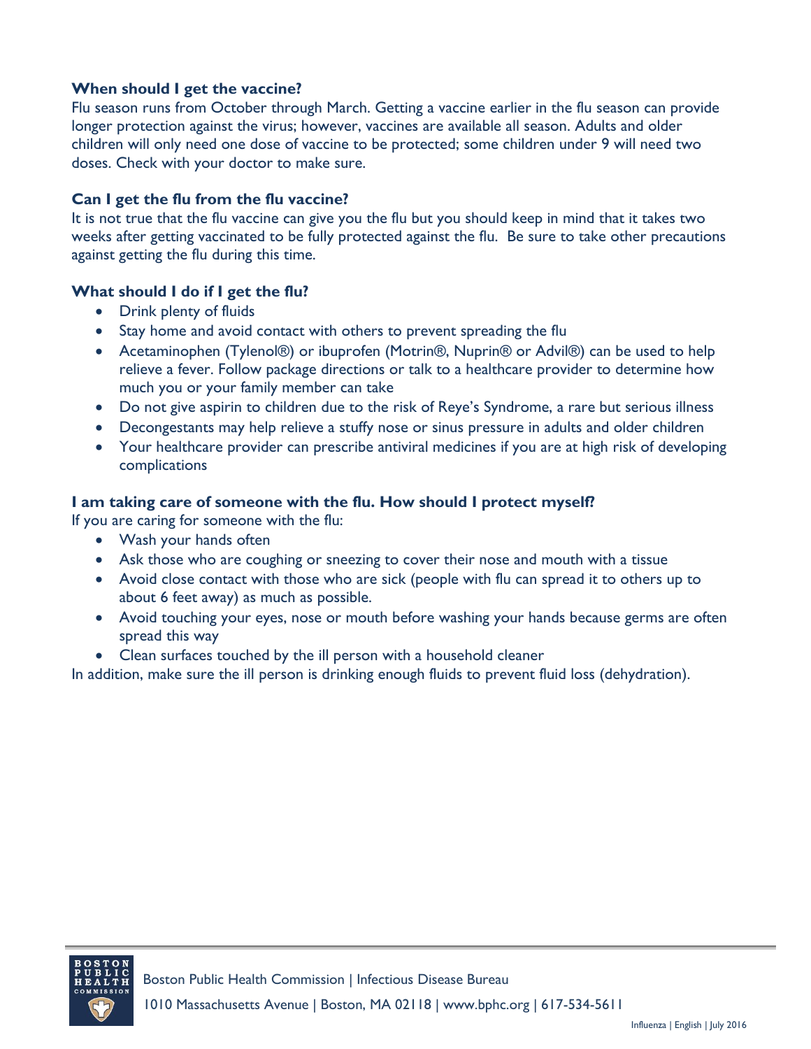### When should I get the vaccine?

Flu season runs from October through March. Getting a vaccine earlier in the flu season can provide longer protection against the virus; however, vaccines are available all season. Adults and older children will only need one dose of vaccine to be protected; some children under 9 will need two doses. Check with your doctor to make sure.

### Can I get the flu from the flu vaccine?

It is not true that the flu vaccine can give you the flu but you should keep in mind that it takes two weeks after getting vaccinated to be fully protected against the flu. Be sure to take other precautions against getting the flu during this time.

### What should I do if I get the flu?

- Drink plenty of fluids
- Stay home and avoid contact with others to prevent spreading the flu
- Acetaminophen (Tylenol®) or ibuprofen (Motrin®, Nuprin® or Advil®) can be used to help relieve a fever. Follow package directions or talk to a healthcare provider to determine how much you or your family member can take
- Do not give aspirin to children due to the risk of Reye's Syndrome, a rare but serious illness
- Decongestants may help relieve a stuffy nose or sinus pressure in adults and older children
- Your healthcare provider can prescribe antiviral medicines if you are at high risk of developing complications

### I am taking care of someone with the flu. How should I protect myself?

If you are caring for someone with the flu:

- Wash your hands often
- Ask those who are coughing or sneezing to cover their nose and mouth with a tissue
- Avoid close contact with those who are sick (people with flu can spread it to others up to about 6 feet away) as much as possible.
- Avoid touching your eyes, nose or mouth before washing your hands because germs are often spread this way
- Clean surfaces touched by the ill person with a household cleaner

In addition, make sure the ill person is drinking enough fluids to prevent fluid loss (dehydration).

BOSTON PUBLIC HEALTH COMMISSION

Boston Public Health Commission | Infectious Disease Bureau

1010 Massachusetts Avenue | Boston, MA 02118 | www.bphc.org | 617-534-5611

Influenza | English | July 2016